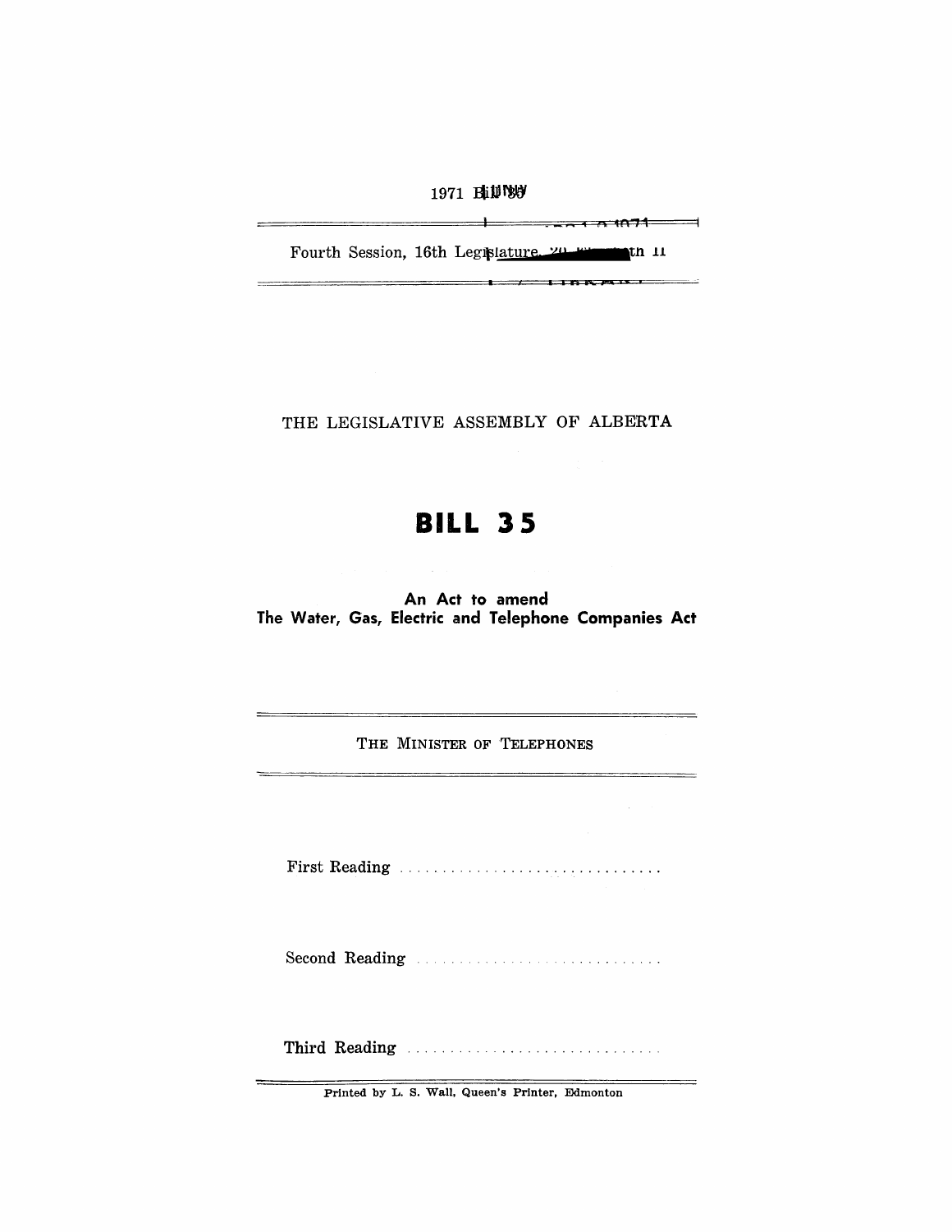1971 Bill 35

Fourth Session, 16th Legislature, 20 Elizabeth II

THE LEGISLATIVE ASSEMBLY OF ALBERTA

# BILL 35

## An Act to amend The Water, Gas, Electric and Telephone Companies Act

THE MINISTER OF TELEPHONES

First Reading . . . . . . . . . . . . . . . . . . . . . . . . . . . . . .

Second Reading . . . . . . . . . . . . . . . . . . . . . . . . . . . . .

Third Reading . . . . . . . . . . . . . . . . . . . . . . . . . . . . . .

Printed by L. S. Wall, Queen's Printer, Edmonton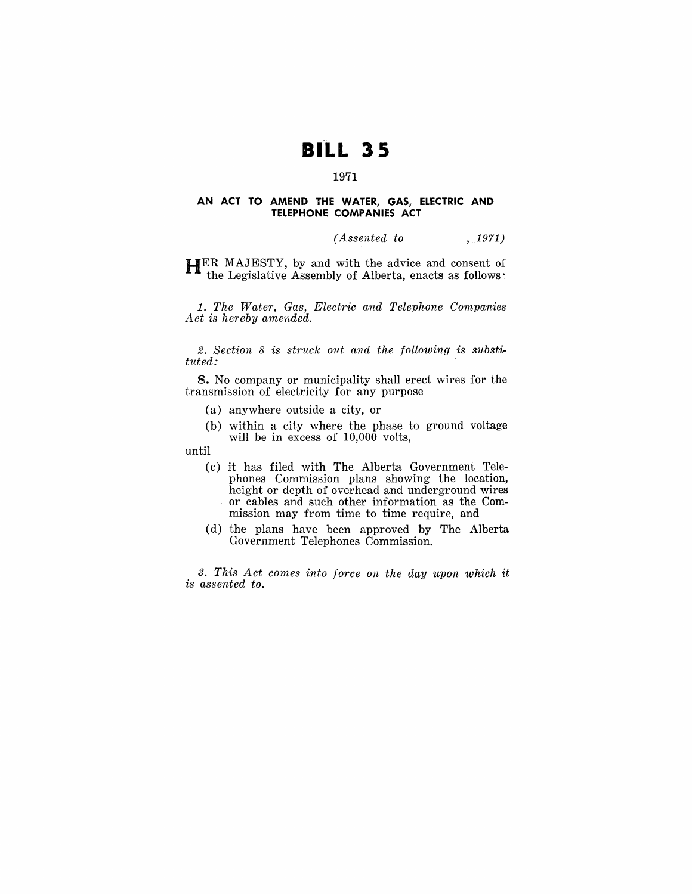# BILL 35

1971

### AN ACT TO AMEND THE WATER, GAS, ELECTRIC AND TELEPHONE COMPANIES ACT

*(Assented to , 1971)*

HER MAJESTY, by and with the advice and consent of the Legislative Assembly of Alberta, enacts as follows:

*1. The Water, Gas, Electric and Telephone Companies Act is hereby amended.*

*2. Section 8 is struck out and the following is substituted:*

**8.** No company or municipality shall erect wires for the transmission of electricity for any purpose

(a) anywhere outside a city, or

(b) within a city where the phase to ground voltage will be in excess of 10,000 volts,

until

(c) it has filed with The Alberta Government Telephones Commission plans showing the location, height or depth of overhead and underground wires or cables and such other information as the Commission may from time to time require, and

(d) the plans have been approved by The Alberta Government Telephones Commission.

*3. This Act comes into force on the day upon which it is assented to.*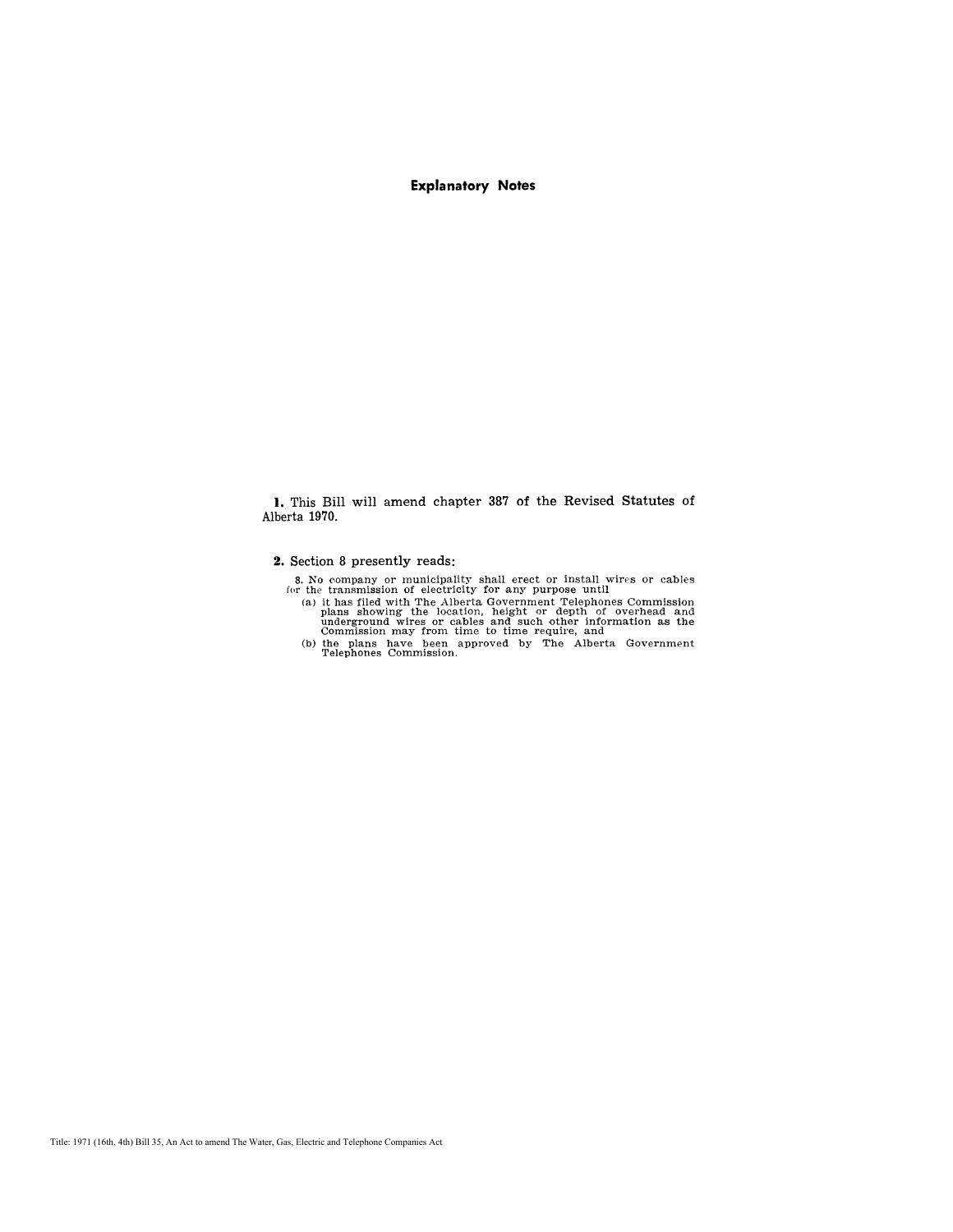## Explanatory Notes

**1.** This Bill will amend chapter 387 of the Revised Statutes of Alberta 1970.

**2.** Section 8 presently reads:

8. No company or municipality shall erect or install wires or cables for the transmission of electricity for any purpose until

(a) it has filed with The Alberta Government Telephones Commission plans showing the location, height or depth of overhead and underground wires or cables and such other information as the Commission may from time to time require, and

(b) the plans have been approved by The Alberta Government Telephones Commission.